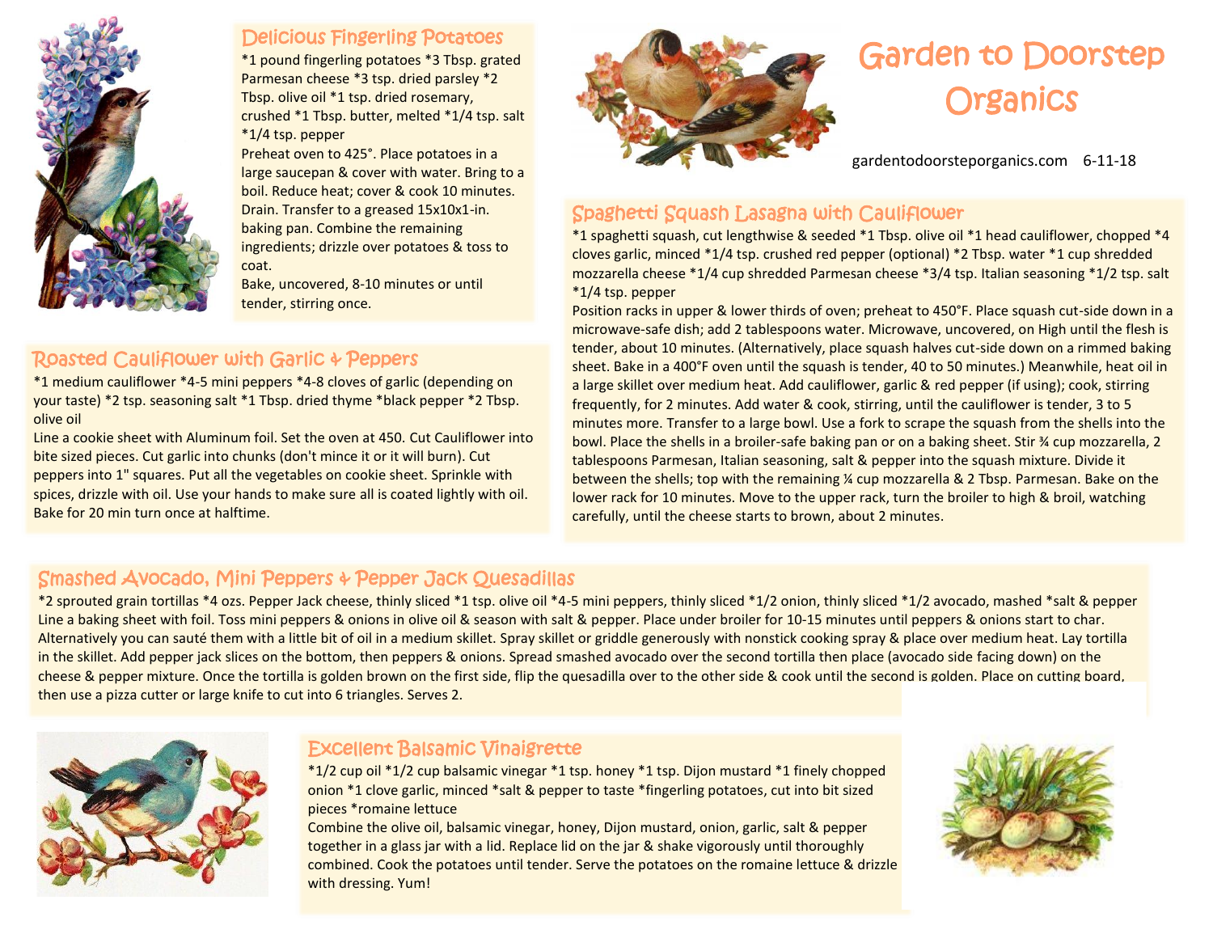# Garden to Doorstep Organics

gardentodoorsteporganics.com 6-11-18

## Delicious Fingerling Potatoes

*1 pound fingerling potatoes *3 Tbsp. grated Parmesan cheese *3 tsp. dried parsley *2 Tbsp. olive oil *1 tsp. dried rosemary, crushed *1 Tbsp. butter, melted *1/4 tsp. salt *1/4 tsp. pepper

Preheat oven to 425°. Place potatoes in a large saucepan & cover with water. Bring to a boil. Reduce heat; cover & cook 10 minutes. Drain. Transfer to a greased 15x10x1-in. baking pan. Combine the remaining ingredients; drizzle over potatoes & toss to coat.

Bake, uncovered, 8-10 minutes or until tender, stirring once.

## Roasted Cauliflower with Garlic & Peppers

*1 medium cauliflower *4-5 mini peppers *4-8 cloves of garlic (depending on your taste) *2 tsp. seasoning salt *1 Tbsp. dried thyme *black pepper *2 Tbsp. olive oil

Line a cookie sheet with Aluminum foil. Set the oven at 450. Cut Cauliflower into bite sized pieces. Cut garlic into chunks (don't mince it or it will burn). Cut peppers into 1" squares. Put all the vegetables on cookie sheet. Sprinkle with spices, drizzle with oil. Use your hands to make sure all is coated lightly with oil. Bake for 20 min turn once at halftime.

## Spaghetti Squash Lasagna with Cauliflower

*1 spaghetti squash, cut lengthwise & seeded *1 Tbsp. olive oil *1 head cauliflower, chopped *4 cloves garlic, minced *1/4 tsp. crushed red pepper (optional) *2 Tbsp. water *1 cup shredded mozzarella cheese *1/4 cup shredded Parmesan cheese *3/4 tsp. Italian seasoning *1/2 tsp. salt *1/4 tsp. pepper

Position racks in upper & lower thirds of oven; preheat to 450°F. Place squash cut-side down in a microwave-safe dish; add 2 tablespoons water. Microwave, uncovered, on High until the flesh is tender, about 10 minutes. (Alternatively, place squash halves cut-side down on a rimmed baking sheet. Bake in a 400°F oven until the squash is tender, 40 to 50 minutes.) Meanwhile, heat oil in a large skillet over medium heat. Add cauliflower, garlic & red pepper (if using); cook, stirring frequently, for 2 minutes. Add water & cook, stirring, until the cauliflower is tender, 3 to 5 minutes more. Transfer to a large bowl. Use a fork to scrape the squash from the shells into the bowl. Place the shells in a broiler-safe baking pan or on a baking sheet. Stir ¾ cup mozzarella, 2 tablespoons Parmesan, Italian seasoning, salt & pepper into the squash mixture. Divide it between the shells; top with the remaining ¼ cup mozzarella & 2 Tbsp. Parmesan. Bake on the lower rack for 10 minutes. Move to the upper rack, turn the broiler to high & broil, watching carefully, until the cheese starts to brown, about 2 minutes.

## Smashed Avocado, Mini Peppers & Pepper Jack Quesadillas

*2 sprouted grain tortillas *4 ozs. Pepper Jack cheese, thinly sliced *1 tsp. olive oil *4-5 mini peppers, thinly sliced *1/2 onion, thinly sliced *1/2 avocado, mashed *salt & pepper

Line a baking sheet with foil. Toss mini peppers & onions in olive oil & season with salt & pepper. Place under broiler for 10-15 minutes until peppers & onions start to char. Alternatively you can sauté them with a little bit of oil in a medium skillet. Spray skillet or griddle generously with nonstick cooking spray & place over medium heat. Lay tortilla in the skillet. Add pepper jack slices on the bottom, then peppers & onions. Spread smashed avocado over the second tortilla then place (avocado side facing down) on the cheese & pepper mixture. Once the tortilla is golden brown on the first side, flip the quesadilla over to the other side & cook until the second is golden. Place on cutting board, then use a pizza cutter or large knife to cut into 6 triangles. Serves 2.

## Excellent Balsamic Vinaigrette

*1/2 cup oil *1/2 cup balsamic vinegar *1 tsp. honey *1 tsp. Dijon mustard *1 finely chopped onion *1 clove garlic, minced *salt & pepper to taste *fingerling potatoes, cut into bit sized pieces *romaine lettuce

Combine the olive oil, balsamic vinegar, honey, Dijon mustard, onion, garlic, salt & pepper together in a glass jar with a lid. Replace lid on the jar & shake vigorously until thoroughly combined. Cook the potatoes until tender. Serve the potatoes on the romaine lettuce & drizzle with dressing. Yum!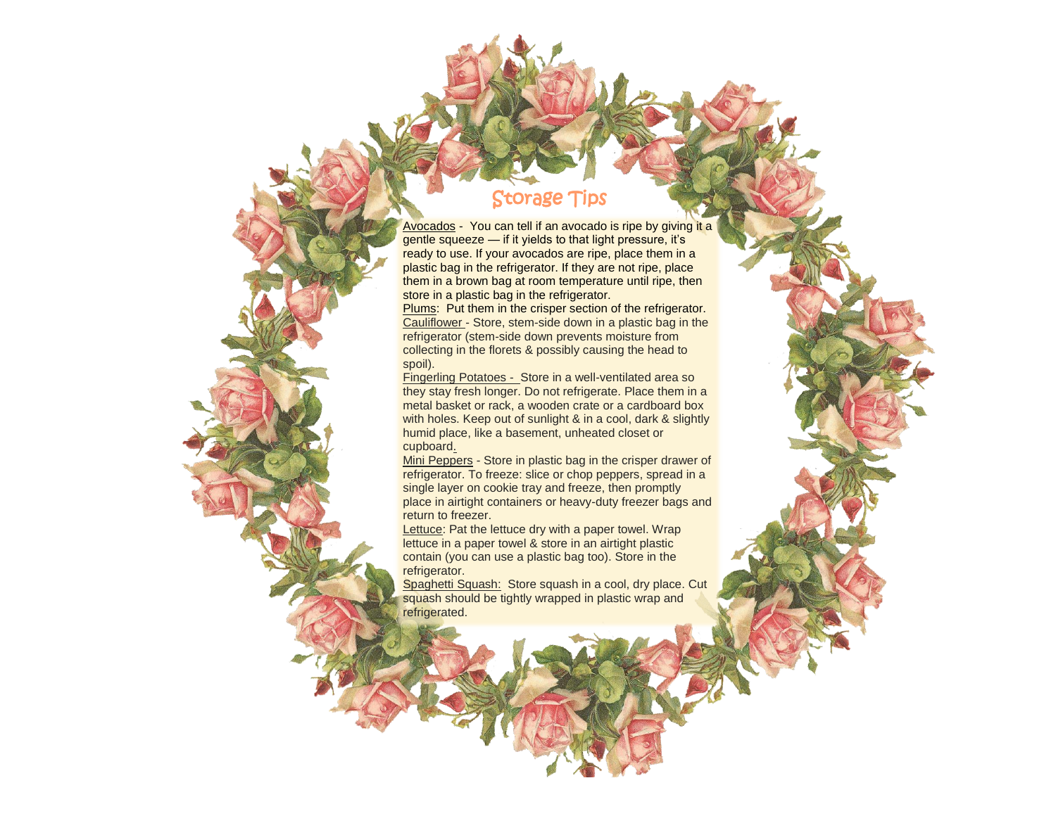# Storage Tips

Avocados - You can tell if an avocado is ripe by giving it a gentle squeeze — if it yields to that light pressure, it's ready to use. If your avocados are ripe, place them in a plastic bag in the refrigerator. If they are not ripe, place them in a brown bag at room temperature until ripe, then store in a plastic bag in the refrigerator.

Plums: Put them in the crisper section of the refrigerator.

Cauliflower - Store, stem-side down in a plastic bag in the refrigerator (stem-side down prevents moisture from collecting in the florets & possibly causing the head to spoil).

Fingerling Potatoes - Store in a well-ventilated area so they stay fresh longer. Do not refrigerate. Place them in a metal basket or rack, a wooden crate or a cardboard box with holes. Keep out of sunlight & in a cool, dark & slightly humid place, like a basement, unheated closet or cupboard.

Mini Peppers - Store in plastic bag in the crisper drawer of refrigerator. To freeze: slice or chop peppers, spread in a single layer on cookie tray and freeze, then promptly place in airtight containers or heavy-duty freezer bags and return to freezer.

Lettuce: Pat the lettuce dry with a paper towel. Wrap lettuce in a paper towel & store in an airtight plastic contain (you can use a plastic bag too). Store in the refrigerator.

Spaghetti Squash: Store squash in a cool, dry place. Cut squash should be tightly wrapped in plastic wrap and refrigerated.